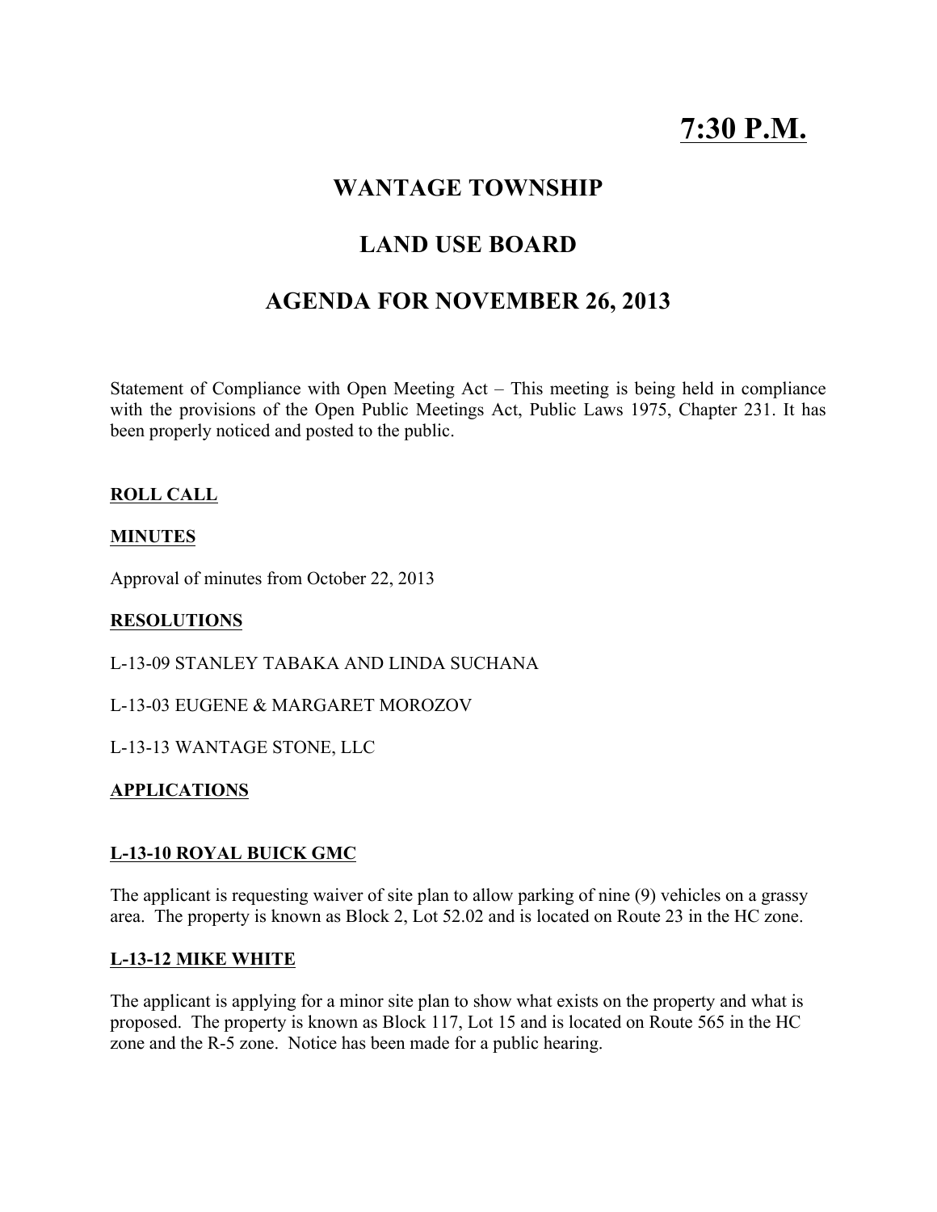# 7:30 P.M.

## WANTAGE TOWNSHIP

## LAND USE BOARD

## AGENDA FOR NOVEMBER 26, 2013

Statement of Compliance with Open Meeting Act – This meeting is being held in compliance with the provisions of the Open Public Meetings Act, Public Laws 1975, Chapter 231. It has been properly noticed and posted to the public.

**ROLL CALL**

**MINUTES**

Approval of minutes from October 22, 2013

**RESOLUTIONS**

L-13-09 STANLEY TABAKA AND LINDA SUCHANA

L-13-03 EUGENE & MARGARET MOROZOV

L-13-13 WANTAGE STONE, LLC

**APPLICATIONS**

**L-13-10 ROYAL BUICK GMC**

The applicant is requesting waiver of site plan to allow parking of nine (9) vehicles on a grassy area. The property is known as Block 2, Lot 52.02 and is located on Route 23 in the HC zone.

**L-13-12 MIKE WHITE**

The applicant is applying for a minor site plan to show what exists on the property and what is proposed. The property is known as Block 117, Lot 15 and is located on Route 565 in the HC zone and the R-5 zone. Notice has been made for a public hearing.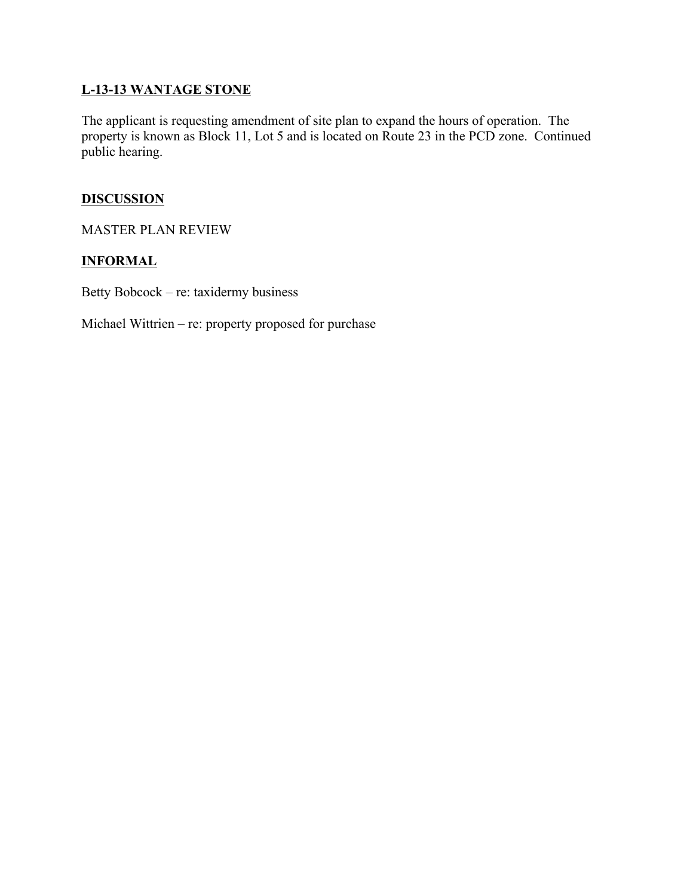**L-13-13 WANTAGE STONE**

The applicant is requesting amendment of site plan to expand the hours of operation. The property is known as Block 11, Lot 5 and is located on Route 23 in the PCD zone. Continued public hearing.

**DISCUSSION**

MASTER PLAN REVIEW

**INFORMAL**

Betty Bobcock – re: taxidermy business

Michael Wittrien – re: property proposed for purchase